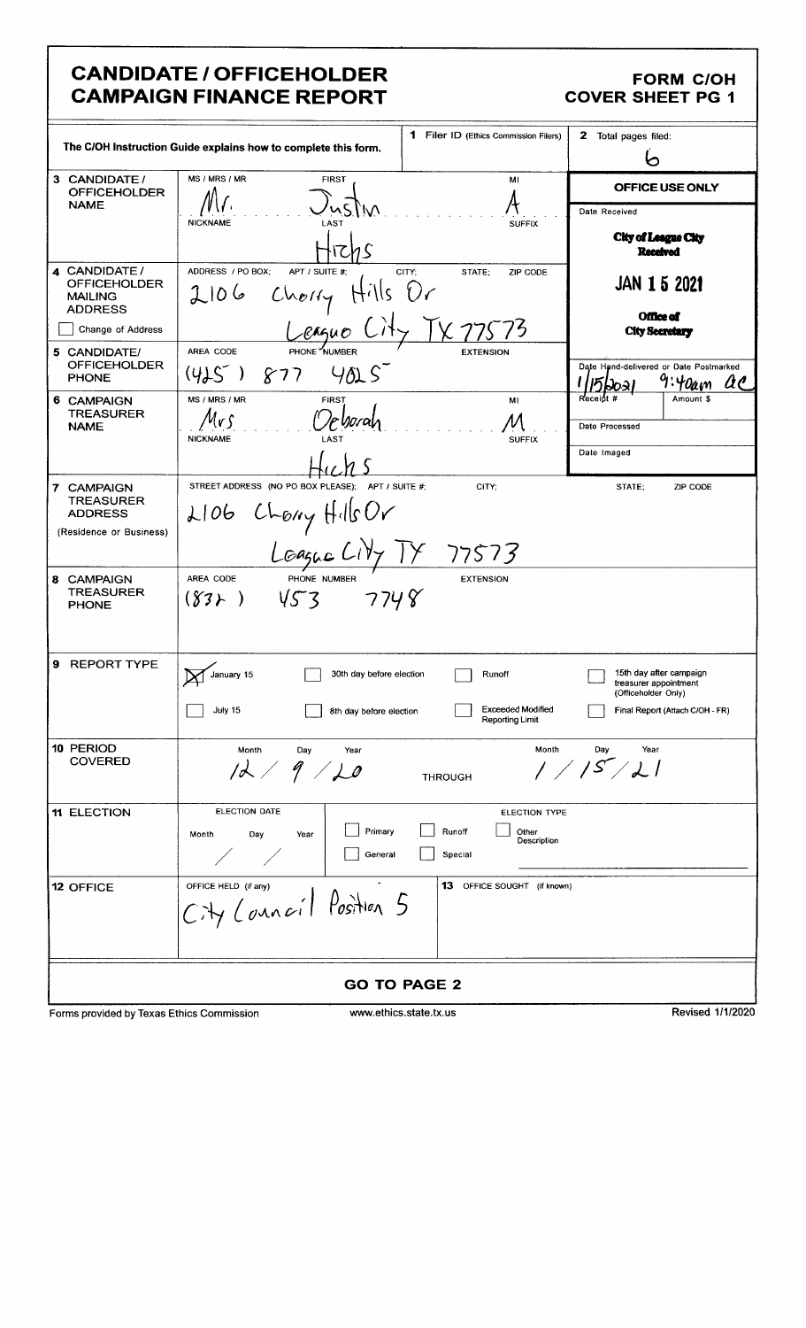# CANDIDATE / OFFICEHOLDER CAMPAIGN FINANCE REPORT

**FORM C/OH COVER SHEET PG 1**

The C/OH Instruction Guide explains how to complete this form.

| | | |
|---|---|---|
| **1** Filer ID (Ethics Commission Filers) | | **2** Total pages filed: 6 |

| Field | Content |
|---|---|
| **3 CANDIDATE / OFFICEHOLDER NAME** | MS / MRS / MR: Mr. FIRST: Justin MI: A NICKNAME: LAST: Hicks SUFFIX: |
| **4 CANDIDATE / OFFICEHOLDER MAILING ADDRESS** ☐ Change of Address | ADDRESS / PO BOX; APT / SUITE #; CITY; STATE; ZIP CODE: 2106 Cherry Hills Dr League City TX 77573 |
| **5 CANDIDATE/ OFFICEHOLDER PHONE** | AREA CODE: (425) PHONE NUMBER: 877 4025 EXTENSION: |
| **6 CAMPAIGN TREASURER NAME** | MS / MRS / MR: Mrs. FIRST: Deborah MI: M NICKNAME: LAST: Hicks SUFFIX: |
| **7 CAMPAIGN TREASURER ADDRESS** (Residence or Business) | STREET ADDRESS (NO PO BOX PLEASE); APT / SUITE #; CITY; STATE; ZIP CODE: 2106 Cherry Hills Dr League City TX 77573 |
| **8 CAMPAIGN TREASURER PHONE** | AREA CODE: (832) PHONE NUMBER: 453 7748 EXTENSION: |

**OFFICE USE ONLY**

Date Received

City of League City Received JAN 15 2021 Office of City Secretary

Date Hand-delivered or Date Postmarked: 1/15/2021 9:40am ac

Receipt # | Amount $

Date Processed

Date Imaged

**9 REPORT TYPE**

- ☒ January 15
- ☐ 30th day before election
- ☐ Runoff
- ☐ 15th day after campaign treasurer appointment (Officeholder Only)
- ☐ July 15
- ☐ 8th day before election
- ☐ Exceeded Modified Reporting Limit
- ☐ Final Report (Attach C/OH - FR)

**10 PERIOD COVERED**

Month / Day / Year: 12 / 9 / 20 THROUGH Month / Day / Year: 1 / 15 / 21

**11 ELECTION**

ELECTION DATE: Month / Day / Year: / /

ELECTION TYPE: ☐ Primary ☐ Runoff ☐ Other Description ☐ General ☐ Special

**12 OFFICE** OFFICE HELD (if any): City Council Position 5

**13** OFFICE SOUGHT (if known):

**GO TO PAGE 2**

Forms provided by Texas Ethics Commission | www.ethics.state.tx.us | Revised 1/1/2020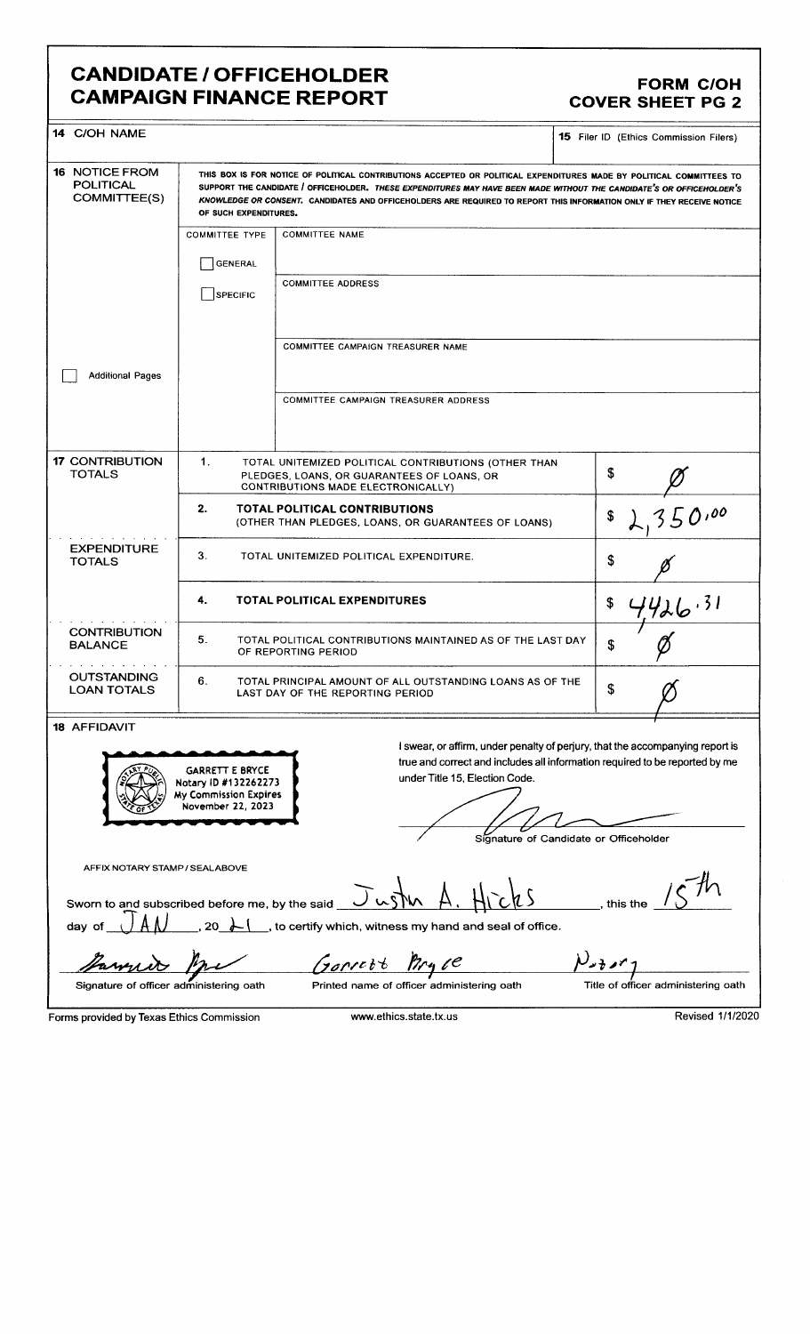# CANDIDATE / OFFICEHOLDER CAMPAIGN FINANCE REPORT

**FORM C/OH COVER SHEET PG 2**

| 14 C/OH NAME | | 15 Filer ID (Ethics Commission Filers) |
|---|---|---|
| | | |

**16 NOTICE FROM POLITICAL COMMITTEE(S)**

THIS BOX IS FOR NOTICE OF POLITICAL CONTRIBUTIONS ACCEPTED OR POLITICAL EXPENDITURES MADE BY POLITICAL COMMITTEES TO SUPPORT THE CANDIDATE / OFFICEHOLDER. *THESE EXPENDITURES MAY HAVE BEEN MADE WITHOUT THE CANDIDATE'S OR OFFICEHOLDER'S KNOWLEDGE OR CONSENT.* CANDIDATES AND OFFICEHOLDERS ARE REQUIRED TO REPORT THIS INFORMATION ONLY IF THEY RECEIVE NOTICE OF SUCH EXPENDITURES.

| COMMITTEE TYPE | COMMITTEE NAME |
|---|---|
| ☐ GENERAL<br>☐ SPECIFIC | COMMITTEE ADDRESS |
| ☐ Additional Pages | COMMITTEE CAMPAIGN TREASURER NAME |
| | COMMITTEE CAMPAIGN TREASURER ADDRESS |

| | | | |
|---|---|---|---|
| **17 CONTRIBUTION TOTALS** | 1. | TOTAL UNITEMIZED POLITICAL CONTRIBUTIONS (OTHER THAN PLEDGES, LOANS, OR GUARANTEES OF LOANS, OR CONTRIBUTIONS MADE ELECTRONICALLY) | $ Ø |
| | 2. | **TOTAL POLITICAL CONTRIBUTIONS** (OTHER THAN PLEDGES, LOANS, OR GUARANTEES OF LOANS) | $ 2,350.00 |
| **EXPENDITURE TOTALS** | 3. | TOTAL UNITEMIZED POLITICAL EXPENDITURE. | $ Ø |
| | 4. | **TOTAL POLITICAL EXPENDITURES** | $ 4426.31 |
| **CONTRIBUTION BALANCE** | 5. | TOTAL POLITICAL CONTRIBUTIONS MAINTAINED AS OF THE LAST DAY OF REPORTING PERIOD | $ Ø |
| **OUTSTANDING LOAN TOTALS** | 6. | TOTAL PRINCIPAL AMOUNT OF ALL OUTSTANDING LOANS AS OF THE LAST DAY OF THE REPORTING PERIOD | $ Ø |

**18 AFFIDAVIT**

GARRETT E BRYCE
Notary ID #132262273
My Commission Expires
November 22, 2023

I swear, or affirm, under penalty of perjury, that the accompanying report is true and correct and includes all information required to be reported by me under Title 15, Election Code.

[signature]
Signature of Candidate or Officeholder

AFFIX NOTARY STAMP / SEALABOVE

Sworn to and subscribed before me, by the said Justin A. Hicks, this the 15th day of JAN, 20 21, to certify which, witness my hand and seal of office.

| [signature] | Garrett Bryce | Notary |
|---|---|---|
| Signature of officer administering oath | Printed name of officer administering oath | Title of officer administering oath |

Forms provided by Texas Ethics Commission www.ethics.state.tx.us Revised 1/1/2020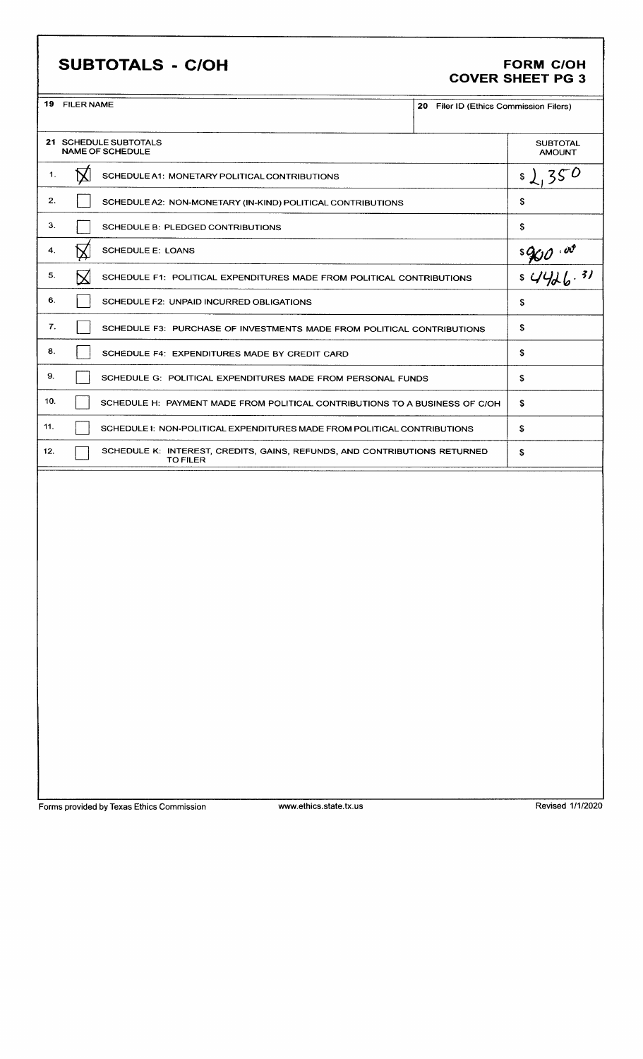# SUBTOTALS - C/OH

## FORM C/OH COVER SHEET PG 3

| 19 FILER NAME | 20 Filer ID (Ethics Commission Filers) |
|---|---|
| | |

| 21 SCHEDULE SUBTOTALS NAME OF SCHEDULE | | SUBTOTAL AMOUNT |
|---|---|---|
| 1. | ☒ SCHEDULE A1: MONETARY POLITICAL CONTRIBUTIONS | $ 2,350 |
| 2. | ☐ SCHEDULE A2: NON-MONETARY (IN-KIND) POLITICAL CONTRIBUTIONS | $ |
| 3. | ☐ SCHEDULE B: PLEDGED CONTRIBUTIONS | $ |
| 4. | ☒ SCHEDULE E: LOANS | $ 900.00 |
| 5. | ☒ SCHEDULE F1: POLITICAL EXPENDITURES MADE FROM POLITICAL CONTRIBUTIONS | $ 4426.31 |
| 6. | ☐ SCHEDULE F2: UNPAID INCURRED OBLIGATIONS | $ |
| 7. | ☐ SCHEDULE F3: PURCHASE OF INVESTMENTS MADE FROM POLITICAL CONTRIBUTIONS | $ |
| 8. | ☐ SCHEDULE F4: EXPENDITURES MADE BY CREDIT CARD | $ |
| 9. | ☐ SCHEDULE G: POLITICAL EXPENDITURES MADE FROM PERSONAL FUNDS | $ |
| 10. | ☐ SCHEDULE H: PAYMENT MADE FROM POLITICAL CONTRIBUTIONS TO A BUSINESS OF C/OH | $ |
| 11. | ☐ SCHEDULE I: NON-POLITICAL EXPENDITURES MADE FROM POLITICAL CONTRIBUTIONS | $ |
| 12. | ☐ SCHEDULE K: INTEREST, CREDITS, GAINS, REFUNDS, AND CONTRIBUTIONS RETURNED TO FILER | $ |

Forms provided by Texas Ethics Commission www.ethics.state.tx.us Revised 1/1/2020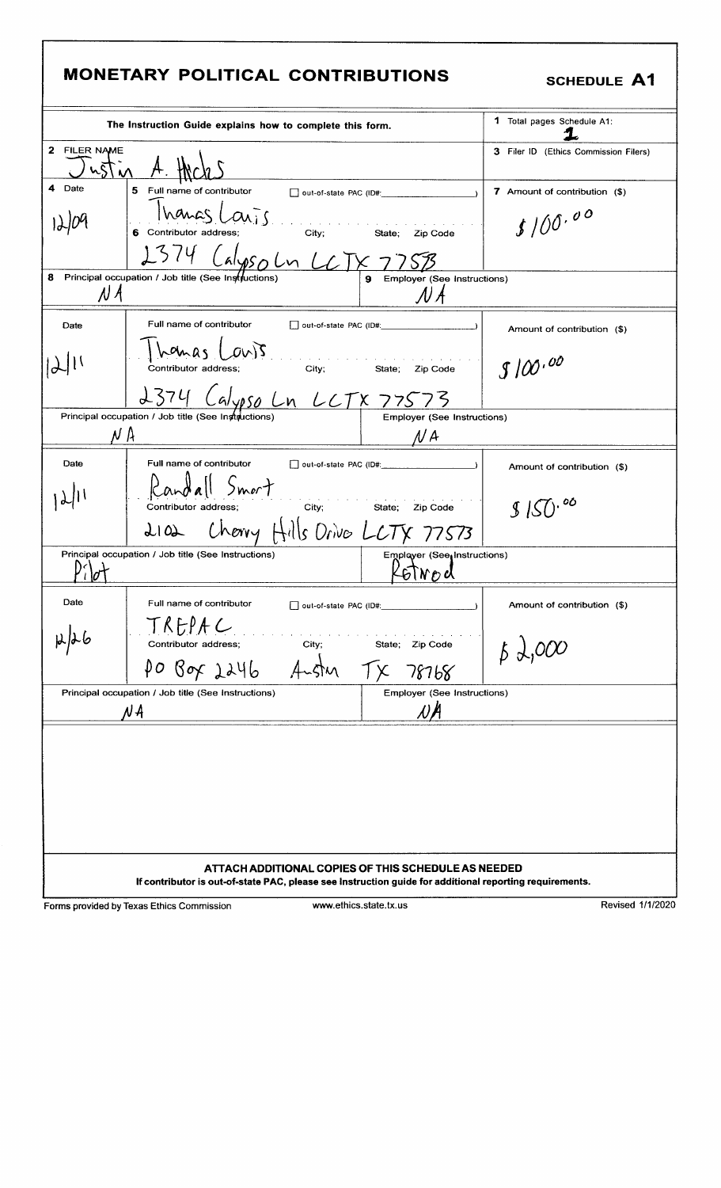# MONETARY POLITICAL CONTRIBUTIONS

## SCHEDULE A1

The Instruction Guide explains how to complete this form.

**1** Total pages Schedule A1: 1

**2** FILER NAME: Justin A. Hicks

**3** Filer ID (Ethics Commission Filers):

| 4 Date | 5 Full name of contributor / 6 Contributor address; City; State; Zip Code | 7 Amount of contribution ($) |
|---|---|---|
| 12/09 | Thomas Lovis<br>☐ out-of-state PAC (ID#: )<br>2374 Calypso Ln LC TX 77573 | $100.00 |
| **8** Principal occupation / Job title (See Instructions): NA | **9** Employer (See Instructions): NA | |

| Date | Full name of contributor / Contributor address; City; State; Zip Code | Amount of contribution ($) |
|---|---|---|
| 12/11 | Thomas Lovis<br>☐ out-of-state PAC (ID#: )<br>2374 Calypso Ln LC TX 77573 | $100.00 |
| Principal occupation / Job title (See Instructions): NA | Employer (See Instructions): NA | |

| Date | Full name of contributor / Contributor address; City; State; Zip Code | Amount of contribution ($) |
|---|---|---|
| 12/11 | Randall Smart<br>☐ out-of-state PAC (ID#: )<br>2102 Cherry Hills Drive LC TX 77573 | $150.00 |
| Principal occupation / Job title (See Instructions): Pilot | Employer (See Instructions): Retired | |

| Date | Full name of contributor / Contributor address; City; State; Zip Code | Amount of contribution ($) |
|---|---|---|
| 12/26 | TREPAC<br>☐ out-of-state PAC (ID#: )<br>PO Box 2246 Austin TX 78768 | $2,000 |
| Principal occupation / Job title (See Instructions): NA | Employer (See Instructions): NA | |

**ATTACH ADDITIONAL COPIES OF THIS SCHEDULE AS NEEDED**

**If contributor is out-of-state PAC, please see Instruction guide for additional reporting requirements.**

Forms provided by Texas Ethics Commission www.ethics.state.tx.us Revised 1/1/2020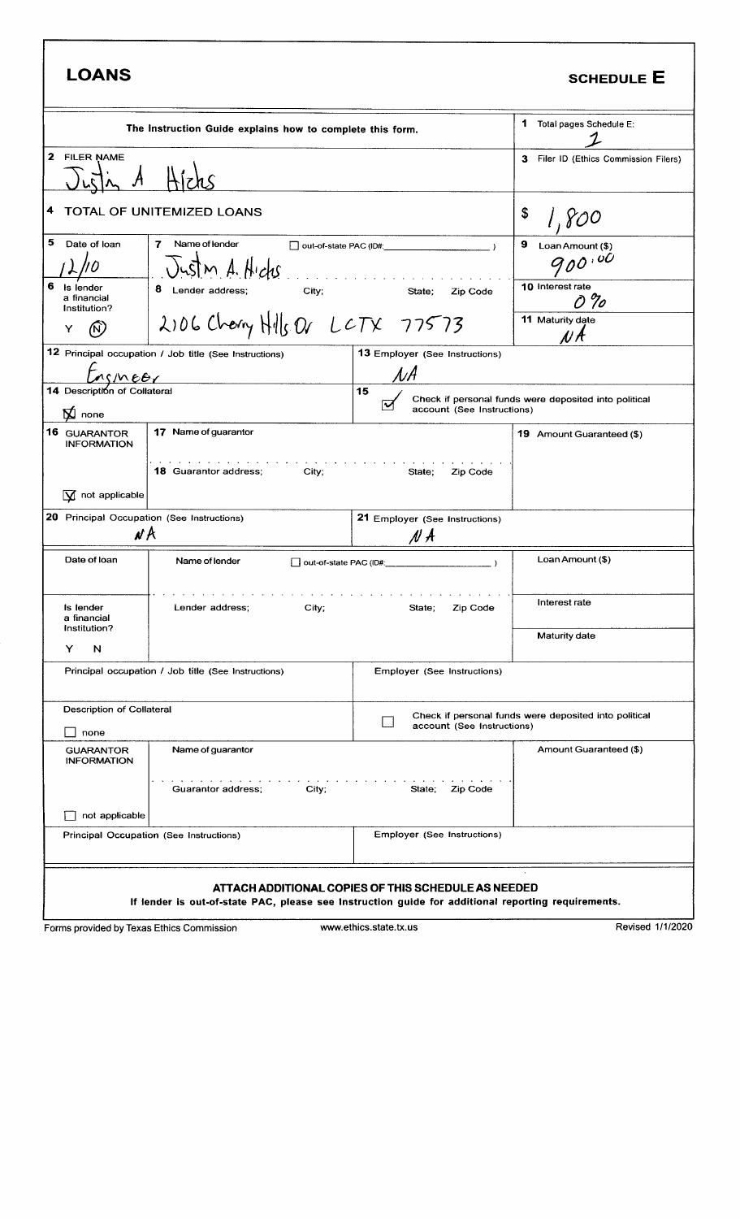# LOANS

## SCHEDULE E

The Instruction Guide explains how to complete this form.

**1** Total pages Schedule E: 1

**2** FILER NAME: Justin A Hicks

**3** Filer ID (Ethics Commission Filers):

**4** TOTAL OF UNITEMIZED LOANS: $ 1,800

| | | |
|---|---|---|
| **5** Date of loan: 12/10 | **7** Name of lender: Justin A. Hicks ☐ out-of-state PAC (ID#: ) | **9** Loan Amount ($): 900.00 |
| **6** Is lender a financial institution? Y (N) | **8** Lender address; City; State; Zip Code: 2106 Cherry Hills Dr LC TX 77573 | **10** Interest rate: 0% |
| | | **11** Maturity date: NA |
| **12** Principal occupation / Job title (See Instructions): Engineer | **13** Employer (See Instructions): NA | |
| **14** Description of Collateral: ☒ none | **15** ☑ Check if personal funds were deposited into political account (See Instructions) | |
| **16** GUARANTOR INFORMATION ☒ not applicable | **17** Name of guarantor: <br> **18** Guarantor address; City; State; Zip Code: | **19** Amount Guaranteed ($): |
| **20** Principal Occupation (See Instructions): NA | **21** Employer (See Instructions): NA | |

| | | |
|---|---|---|
| Date of loan | Name of lender ☐ out-of-state PAC (ID#: ) | Loan Amount ($) |
| Is lender a financial institution? Y N | Lender address; City; State; Zip Code | Interest rate |
| | | Maturity date |
| Principal occupation / Job title (See Instructions) | Employer (See Instructions) | |
| Description of Collateral ☐ none | ☐ Check if personal funds were deposited into political account (See Instructions) | |
| GUARANTOR INFORMATION ☐ not applicable | Name of guarantor <br> Guarantor address; City; State; Zip Code | Amount Guaranteed ($) |
| Principal Occupation (See Instructions) | Employer (See Instructions) | |

**ATTACH ADDITIONAL COPIES OF THIS SCHEDULE AS NEEDED**

**If lender is out-of-state PAC, please see Instruction guide for additional reporting requirements.**

Forms provided by Texas Ethics Commission www.ethics.state.tx.us Revised 1/1/2020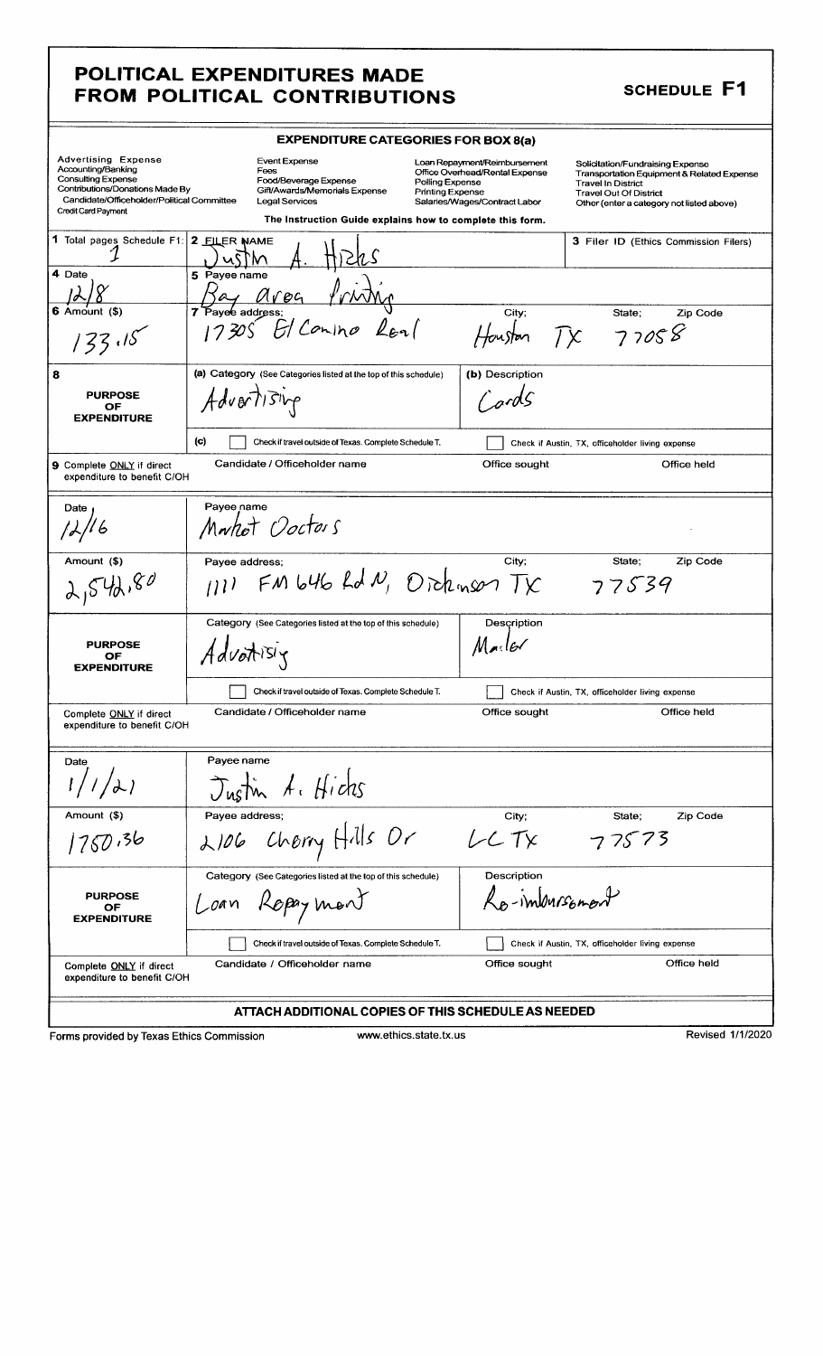# POLITICAL EXPENDITURES MADE FROM POLITICAL CONTRIBUTIONS

## SCHEDULE F1

### EXPENDITURE CATEGORIES FOR BOX 8(a)

| | | | |
|---|---|---|---|
| Advertising Expense<br>Accounting/Banking<br>Consulting Expense<br>Contributions/Donations Made By Candidate/Officeholder/Political Committee<br>Credit Card Payment | Event Expense<br>Fees<br>Food/Beverage Expense<br>Gift/Awards/Memorials Expense<br>Legal Services | Loan Repayment/Reimbursement<br>Office Overhead/Rental Expense<br>Polling Expense<br>Printing Expense<br>Salaries/Wages/Contract Labor | Solicitation/Fundraising Expense<br>Transportation Equipment & Related Expense<br>Travel In District<br>Travel Out Of District<br>Other (enter a category not listed above) |

The Instruction Guide explains how to complete this form.

**1** Total pages Schedule F1: 7

**2** FILER NAME: Justin A. Hicks

**3** Filer ID (Ethics Commission Filers):

---

**4** Date: 12/8

**5** Payee name: Bay area Printing

**6** Amount ($): 133.15

**7** Payee address: 17305 El Camino Real; City: Houston; State: TX; Zip Code: 77058

**8** PURPOSE OF EXPENDITURE

(a) Category (See Categories listed at the top of this schedule): Advertising

(b) Description: Cards

(c) ☐ Check if travel outside of Texas. Complete Schedule T. ☐ Check if Austin, TX, officeholder living expense

**9** Complete ONLY if direct expenditure to benefit C/OH: Candidate / Officeholder name; Office sought; Office held

---

Date: 12/16

Payee name: Market Doctors

Amount ($): 2,542.80

Payee address: 1111 FM 646 Rd N; City: Dickinson; State: TX; Zip Code: 77539

PURPOSE OF EXPENDITURE

Category (See Categories listed at the top of this schedule): Advertising

Description: Mailer

☐ Check if travel outside of Texas. Complete Schedule T. ☐ Check if Austin, TX, officeholder living expense

Complete ONLY if direct expenditure to benefit C/OH: Candidate / Officeholder name; Office sought; Office held

---

Date: 1/1/21

Payee name: Justin A. Hicks

Amount ($): 1750.36

Payee address: 2106 Cherry Hills Dr; City: LC TX; Zip Code: 77573

PURPOSE OF EXPENDITURE

Category (See Categories listed at the top of this schedule): Loan Repayment

Description: Re-imbursement

☐ Check if travel outside of Texas. Complete Schedule T. ☐ Check if Austin, TX, officeholder living expense

Complete ONLY if direct expenditure to benefit C/OH: Candidate / Officeholder name; Office sought; Office held

---

**ATTACH ADDITIONAL COPIES OF THIS SCHEDULE AS NEEDED**

Forms provided by Texas Ethics Commission — www.ethics.state.tx.us — Revised 1/1/2020